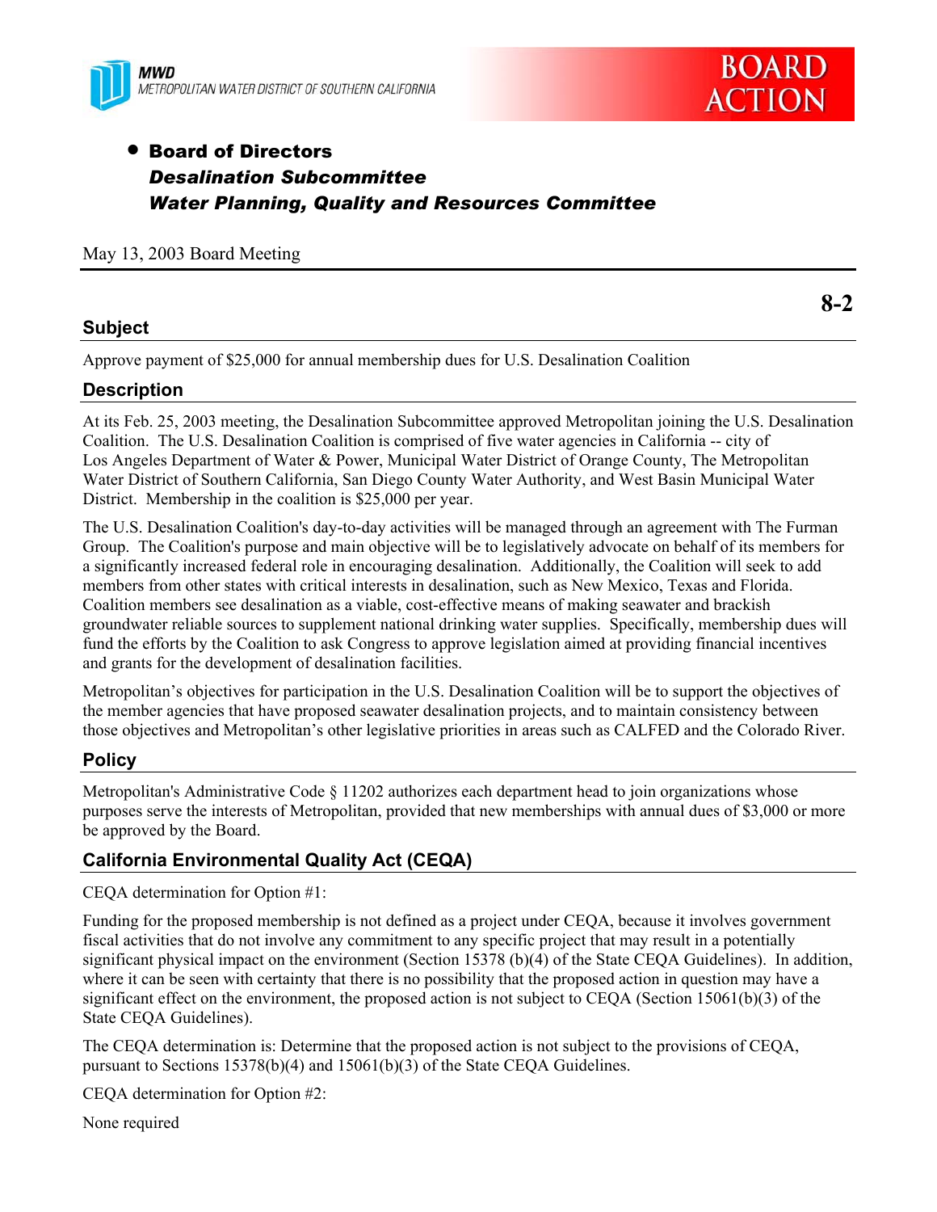MWD
METROPOLITAN WATER DISTRICT OF SOUTHERN CALIFORNIA

BOARD ACTION

- **Board of Directors**
  ***Desalination Subcommittee***
  ***Water Planning, Quality and Resources Committee***

May 13, 2003 Board Meeting

**8-2**

## Subject

Approve payment of $25,000 for annual membership dues for U.S. Desalination Coalition

## Description

At its Feb. 25, 2003 meeting, the Desalination Subcommittee approved Metropolitan joining the U.S. Desalination Coalition. The U.S. Desalination Coalition is comprised of five water agencies in California -- city of Los Angeles Department of Water & Power, Municipal Water District of Orange County, The Metropolitan Water District of Southern California, San Diego County Water Authority, and West Basin Municipal Water District. Membership in the coalition is $25,000 per year.

The U.S. Desalination Coalition's day-to-day activities will be managed through an agreement with The Furman Group. The Coalition's purpose and main objective will be to legislatively advocate on behalf of its members for a significantly increased federal role in encouraging desalination. Additionally, the Coalition will seek to add members from other states with critical interests in desalination, such as New Mexico, Texas and Florida. Coalition members see desalination as a viable, cost-effective means of making seawater and brackish groundwater reliable sources to supplement national drinking water supplies. Specifically, membership dues will fund the efforts by the Coalition to ask Congress to approve legislation aimed at providing financial incentives and grants for the development of desalination facilities.

Metropolitan's objectives for participation in the U.S. Desalination Coalition will be to support the objectives of the member agencies that have proposed seawater desalination projects, and to maintain consistency between those objectives and Metropolitan's other legislative priorities in areas such as CALFED and the Colorado River.

## Policy

Metropolitan's Administrative Code § 11202 authorizes each department head to join organizations whose purposes serve the interests of Metropolitan, provided that new memberships with annual dues of $3,000 or more be approved by the Board.

## California Environmental Quality Act (CEQA)

CEQA determination for Option #1:

Funding for the proposed membership is not defined as a project under CEQA, because it involves government fiscal activities that do not involve any commitment to any specific project that may result in a potentially significant physical impact on the environment (Section 15378 (b)(4) of the State CEQA Guidelines). In addition, where it can be seen with certainty that there is no possibility that the proposed action in question may have a significant effect on the environment, the proposed action is not subject to CEQA (Section 15061(b)(3) of the State CEQA Guidelines).

The CEQA determination is: Determine that the proposed action is not subject to the provisions of CEQA, pursuant to Sections 15378(b)(4) and 15061(b)(3) of the State CEQA Guidelines.

CEQA determination for Option #2:

None required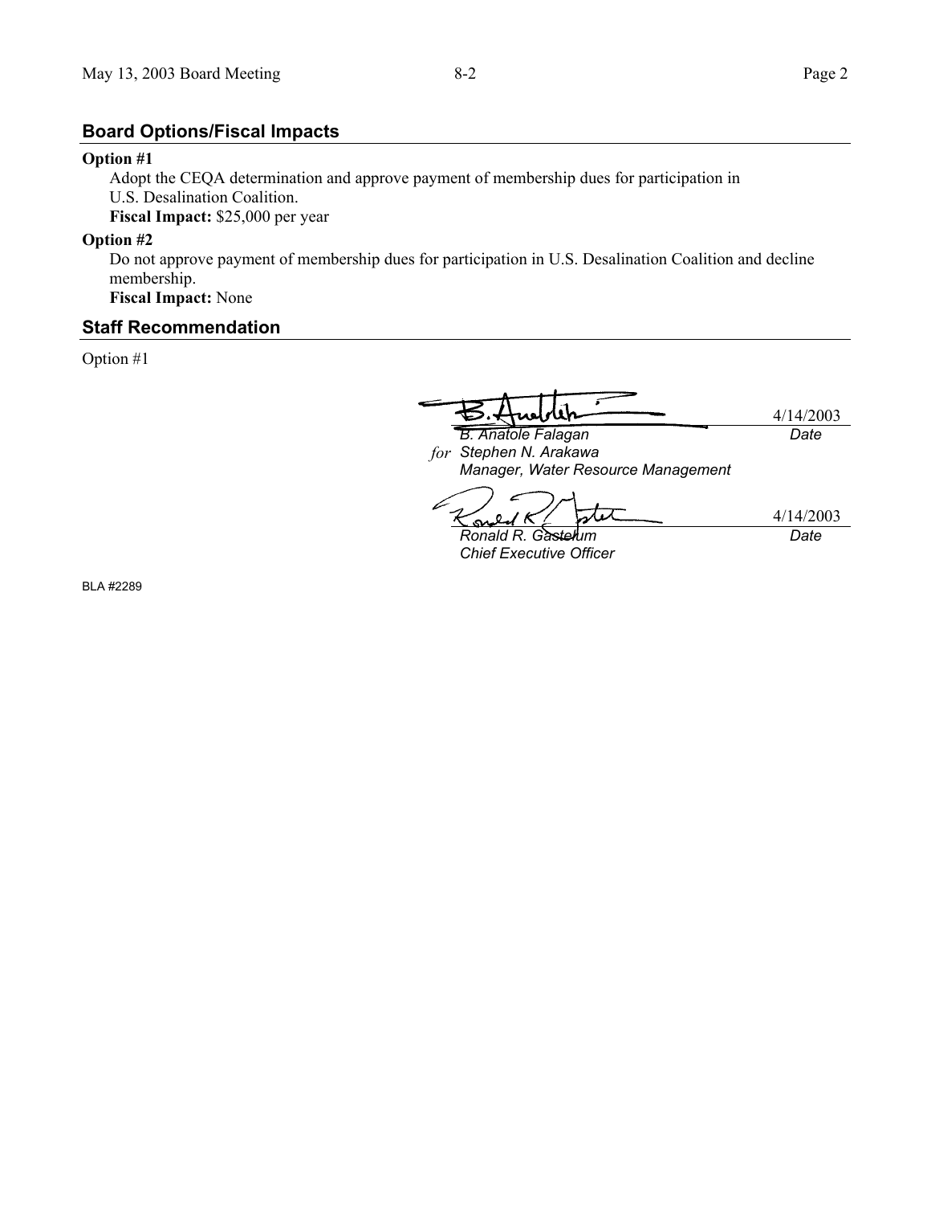## Board Options/Fiscal Impacts

**Option #1**

Adopt the CEQA determination and approve payment of membership dues for participation in U.S. Desalination Coalition.

**Fiscal Impact:** $25,000 per year

**Option #2**

Do not approve payment of membership dues for participation in U.S. Desalination Coalition and decline membership.

**Fiscal Impact:** None

## Staff Recommendation

Option #1

| | |
|---|---|
| *B. Anatole Falagan* | 4/14/2003 |
| *for* *Stephen N. Arakawa* | *Date* |
| *Manager, Water Resource Management* | |
| *Ronald R. Gastelum* | 4/14/2003 |
| *Chief Executive Officer* | *Date* |

BLA #2289